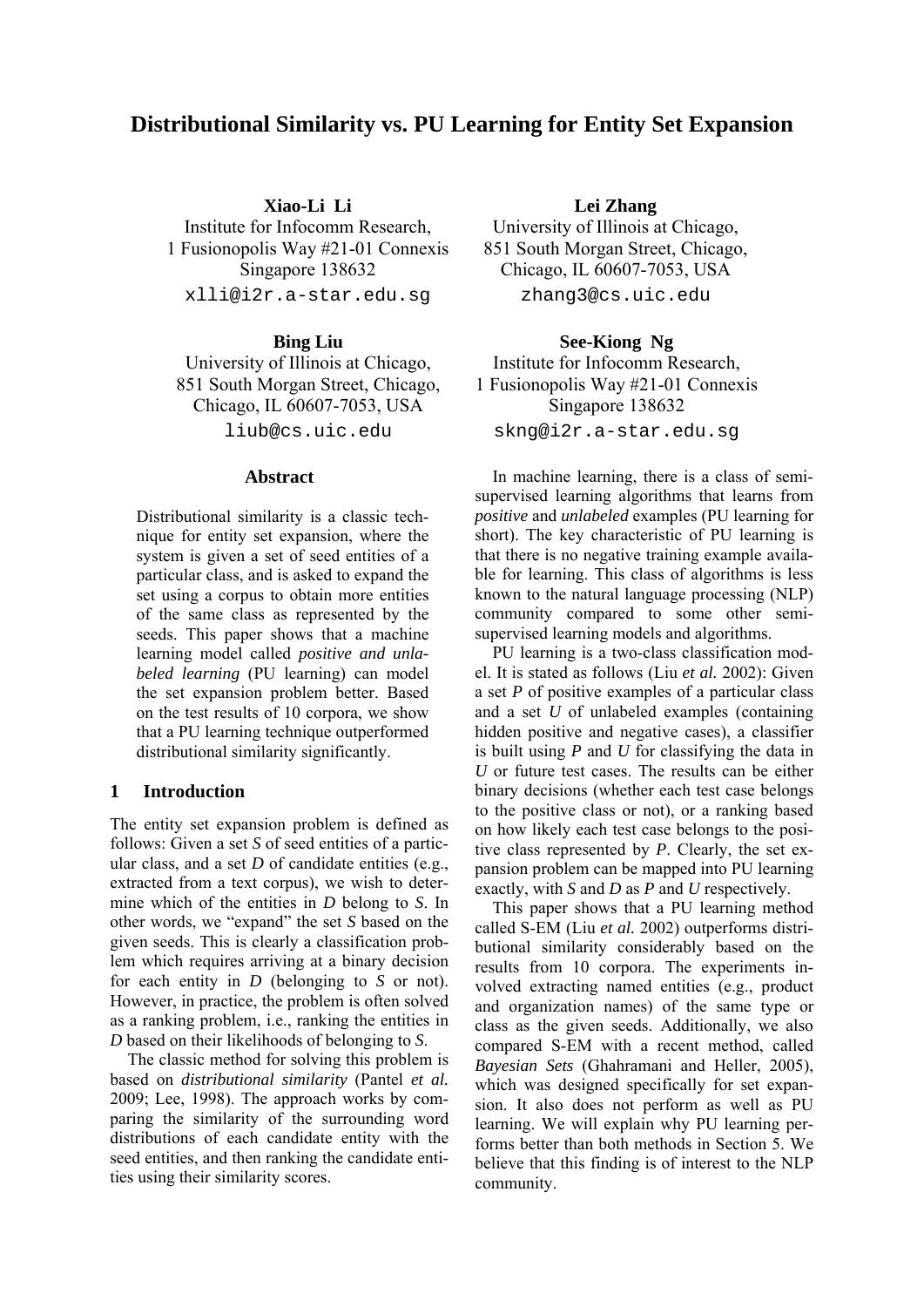# Distributional Similarity vs. PU Learning for Entity Set Expansion

**Xiao-Li Li**
Institute for Infocomm Research,
1 Fusionopolis Way #21-01 Connexis
Singapore 138632
xlli@i2r.a-star.edu.sg

**Lei Zhang**
University of Illinois at Chicago,
851 South Morgan Street, Chicago,
Chicago, IL 60607-7053, USA
zhang3@cs.uic.edu

**Bing Liu**
University of Illinois at Chicago,
851 South Morgan Street, Chicago,
Chicago, IL 60607-7053, USA
liub@cs.uic.edu

**See-Kiong Ng**
Institute for Infocomm Research,
1 Fusionopolis Way #21-01 Connexis
Singapore 138632
skng@i2r.a-star.edu.sg

## Abstract

Distributional similarity is a classic technique for entity set expansion, where the system is given a set of seed entities of a particular class, and is asked to expand the set using a corpus to obtain more entities of the same class as represented by the seeds. This paper shows that a machine learning model called *positive and unlabeled learning* (PU learning) can model the set expansion problem better. Based on the test results of 10 corpora, we show that a PU learning technique outperformed distributional similarity significantly.

## 1 Introduction

The entity set expansion problem is defined as follows: Given a set *S* of seed entities of a particular class, and a set *D* of candidate entities (e.g., extracted from a text corpus), we wish to determine which of the entities in *D* belong to *S*. In other words, we "expand" the set *S* based on the given seeds. This is clearly a classification problem which requires arriving at a binary decision for each entity in *D* (belonging to *S* or not). However, in practice, the problem is often solved as a ranking problem, i.e., ranking the entities in *D* based on their likelihoods of belonging to *S*.

The classic method for solving this problem is based on *distributional similarity* (Pantel *et al.* 2009; Lee, 1998). The approach works by comparing the similarity of the surrounding word distributions of each candidate entity with the seed entities, and then ranking the candidate entities using their similarity scores.

In machine learning, there is a class of semi-supervised learning algorithms that learns from *positive* and *unlabeled* examples (PU learning for short). The key characteristic of PU learning is that there is no negative training example available for learning. This class of algorithms is less known to the natural language processing (NLP) community compared to some other semi-supervised learning models and algorithms.

PU learning is a two-class classification model. It is stated as follows (Liu *et al.* 2002): Given a set *P* of positive examples of a particular class and a set *U* of unlabeled examples (containing hidden positive and negative cases), a classifier is built using *P* and *U* for classifying the data in *U* or future test cases. The results can be either binary decisions (whether each test case belongs to the positive class or not), or a ranking based on how likely each test case belongs to the positive class represented by *P*. Clearly, the set expansion problem can be mapped into PU learning exactly, with *S* and *D* as *P* and *U* respectively.

This paper shows that a PU learning method called S-EM (Liu *et al.* 2002) outperforms distributional similarity considerably based on the results from 10 corpora. The experiments involved extracting named entities (e.g., product and organization names) of the same type or class as the given seeds. Additionally, we also compared S-EM with a recent method, called *Bayesian Sets* (Ghahramani and Heller, 2005), which was designed specifically for set expansion. It also does not perform as well as PU learning. We will explain why PU learning performs better than both methods in Section 5. We believe that this finding is of interest to the NLP community.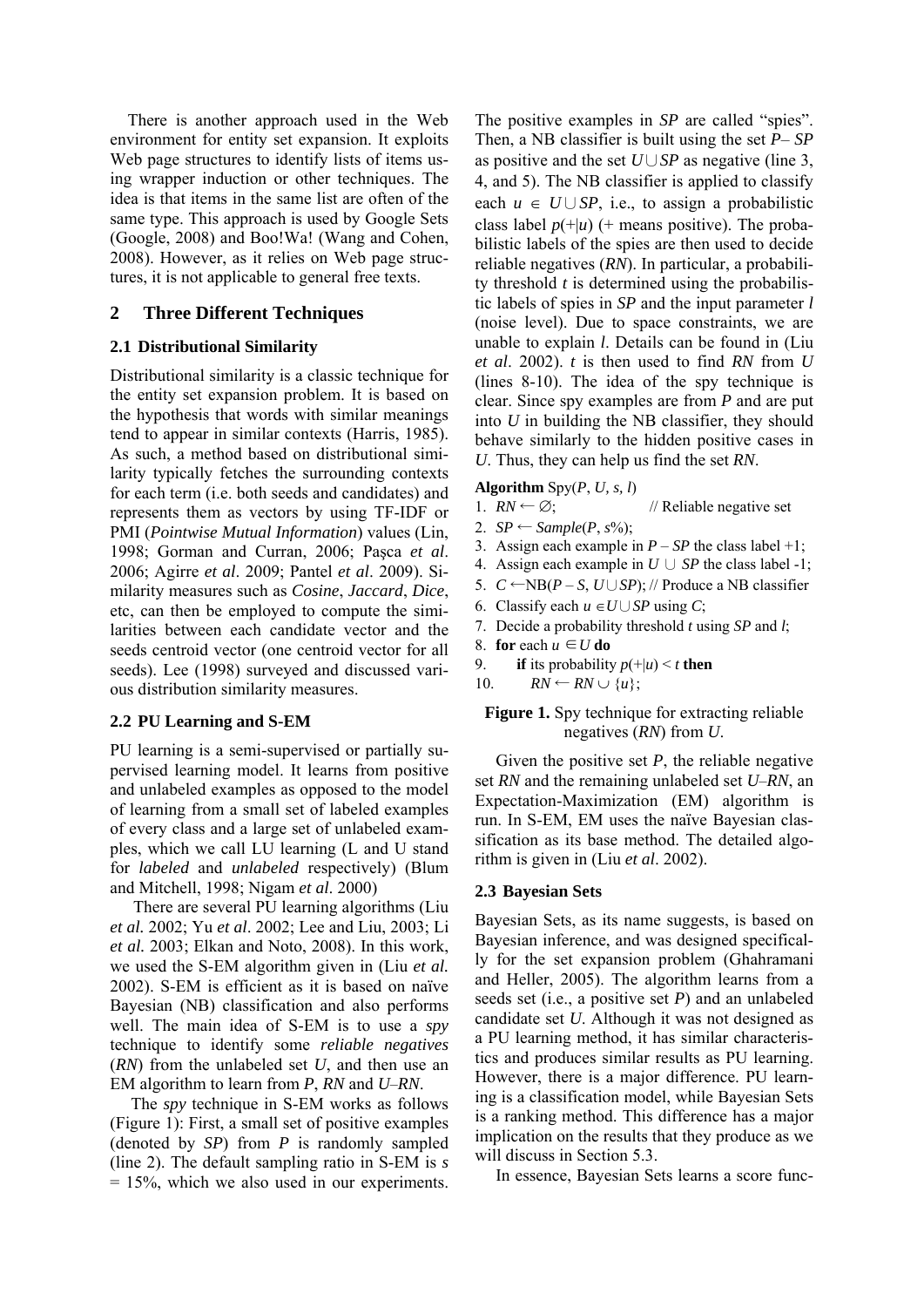There is another approach used in the Web environment for entity set expansion. It exploits Web page structures to identify lists of items using wrapper induction or other techniques. The idea is that items in the same list are often of the same type. This approach is used by Google Sets (Google, 2008) and Boo!Wa! (Wang and Cohen, 2008). However, as it relies on Web page structures, it is not applicable to general free texts.

## 2 Three Different Techniques

### 2.1 Distributional Similarity

Distributional similarity is a classic technique for the entity set expansion problem. It is based on the hypothesis that words with similar meanings tend to appear in similar contexts (Harris, 1985). As such, a method based on distributional similarity typically fetches the surrounding contexts for each term (i.e. both seeds and candidates) and represents them as vectors by using TF-IDF or PMI (*Pointwise Mutual Information*) values (Lin, 1998; Gorman and Curran, 2006; Paşca *et al*. 2006; Agirre *et al*. 2009; Pantel *et al*. 2009). Similarity measures such as *Cosine*, *Jaccard*, *Dice*, etc, can then be employed to compute the similarities between each candidate vector and the seeds centroid vector (one centroid vector for all seeds). Lee (1998) surveyed and discussed various distribution similarity measures.

### 2.2 PU Learning and S-EM

PU learning is a semi-supervised or partially supervised learning model. It learns from positive and unlabeled examples as opposed to the model of learning from a small set of labeled examples of every class and a large set of unlabeled examples, which we call LU learning (L and U stand for *labeled* and *unlabeled* respectively) (Blum and Mitchell, 1998; Nigam *et al*. 2000)

There are several PU learning algorithms (Liu *et al.* 2002; Yu *et al*. 2002; Lee and Liu, 2003; Li *et al.* 2003; Elkan and Noto, 2008). In this work, we used the S-EM algorithm given in (Liu *et al.* 2002). S-EM is efficient as it is based on naïve Bayesian (NB) classification and also performs well. The main idea of S-EM is to use a *spy* technique to identify some *reliable negatives* (*RN*) from the unlabeled set *U*, and then use an EM algorithm to learn from *P*, *RN* and *U*–*RN*.

The *spy* technique in S-EM works as follows (Figure 1): First, a small set of positive examples (denoted by *SP*) from *P* is randomly sampled (line 2). The default sampling ratio in S-EM is $s = 15\%$, which we also used in our experiments. The positive examples in *SP* are called "spies". Then, a NB classifier is built using the set *P*– *SP* as positive and the set $U \cup SP$ as negative (line 3, 4, and 5). The NB classifier is applied to classify each $u \in U \cup SP$, i.e., to assign a probabilistic class label $p(+|u)$ (+ means positive). The probabilistic labels of the spies are then used to decide reliable negatives (*RN*). In particular, a probability threshold *t* is determined using the probabilistic labels of spies in *SP* and the input parameter *l* (noise level). Due to space constraints, we are unable to explain *l*. Details can be found in (Liu *et al*. 2002). *t* is then used to find *RN* from *U* (lines 8-10). The idea of the spy technique is clear. Since spy examples are from *P* and are put into *U* in building the NB classifier, they should behave similarly to the hidden positive cases in *U*. Thus, they can help us find the set *RN*.

```
Algorithm Spy(P, U, s, l)
1.  RN ← ∅;                          // Reliable negative set
2.  SP ← Sample(P, s%);
3.  Assign each example in P – SP the class label +1;
4.  Assign each example in U ∪ SP the class label -1;
5.  C ←NB(P – S, U∪SP); // Produce a NB classifier
6.  Classify each u ∈U∪SP using C;
7.  Decide a probability threshold t using SP and l;
8.  for each u ∈U do
9.      if its probability p(+|u) < t then
10.         RN ← RN ∪ {u};
```

**Figure 1.** Spy technique for extracting reliable negatives (*RN*) from *U*.

Given the positive set *P*, the reliable negative set *RN* and the remaining unlabeled set *U*–*RN*, an Expectation-Maximization (EM) algorithm is run. In S-EM, EM uses the naïve Bayesian classification as its base method. The detailed algorithm is given in (Liu *et al*. 2002).

### 2.3 Bayesian Sets

Bayesian Sets, as its name suggests, is based on Bayesian inference, and was designed specifically for the set expansion problem (Ghahramani and Heller, 2005). The algorithm learns from a seeds set (i.e., a positive set *P*) and an unlabeled candidate set *U*. Although it was not designed as a PU learning method, it has similar characteristics and produces similar results as PU learning. However, there is a major difference. PU learning is a classification model, while Bayesian Sets is a ranking method. This difference has a major implication on the results that they produce as we will discuss in Section 5.3.

In essence, Bayesian Sets learns a score func-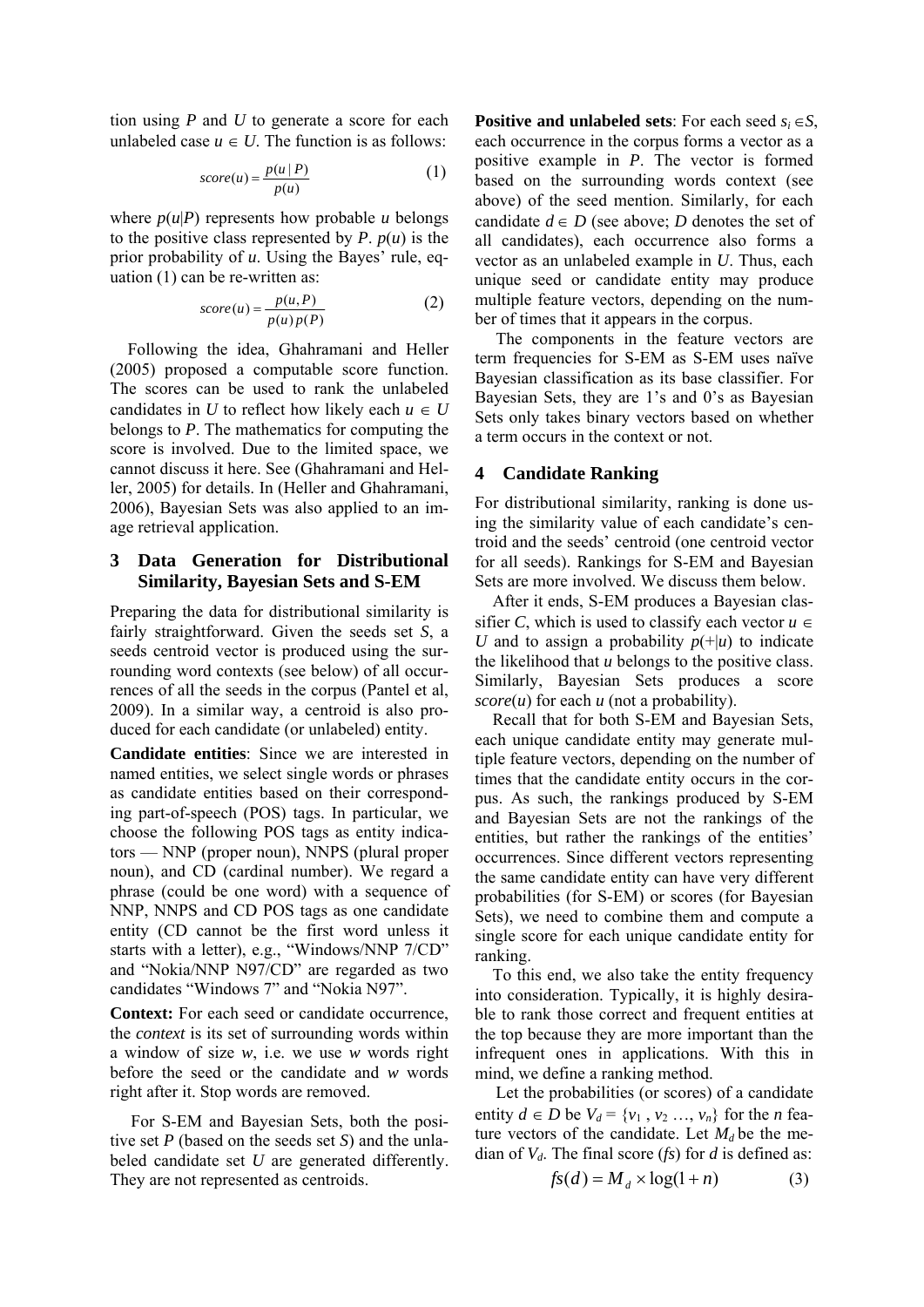tion using $P$ and $U$ to generate a score for each unlabeled case $u \in U$. The function is as follows:

$$score(u) = \frac{p(u \mid P)}{p(u)} \quad (1)$$

where $p(u|P)$ represents how probable $u$ belongs to the positive class represented by $P$. $p(u)$ is the prior probability of $u$. Using the Bayes' rule, equation (1) can be re-written as:

$$score(u) = \frac{p(u, P)}{p(u)\,p(P)} \quad (2)$$

Following the idea, Ghahramani and Heller (2005) proposed a computable score function. The scores can be used to rank the unlabeled candidates in $U$ to reflect how likely each $u \in U$ belongs to $P$. The mathematics for computing the score is involved. Due to the limited space, we cannot discuss it here. See (Ghahramani and Heller, 2005) for details. In (Heller and Ghahramani, 2006), Bayesian Sets was also applied to an image retrieval application.

## 3 Data Generation for Distributional Similarity, Bayesian Sets and S-EM

Preparing the data for distributional similarity is fairly straightforward. Given the seeds set $S$, a seeds centroid vector is produced using the surrounding word contexts (see below) of all occurrences of all the seeds in the corpus (Pantel et al, 2009). In a similar way, a centroid is also produced for each candidate (or unlabeled) entity.

**Candidate entities**: Since we are interested in named entities, we select single words or phrases as candidate entities based on their corresponding part-of-speech (POS) tags. In particular, we choose the following POS tags as entity indicators — NNP (proper noun), NNPS (plural proper noun), and CD (cardinal number). We regard a phrase (could be one word) with a sequence of NNP, NNPS and CD POS tags as one candidate entity (CD cannot be the first word unless it starts with a letter), e.g., "Windows/NNP 7/CD" and "Nokia/NNP N97/CD" are regarded as two candidates "Windows 7" and "Nokia N97".

**Context:** For each seed or candidate occurrence, the *context* is its set of surrounding words within a window of size $w$, i.e. we use $w$ words right before the seed or the candidate and $w$ words right after it. Stop words are removed.

For S-EM and Bayesian Sets, both the positive set $P$ (based on the seeds set $S$) and the unlabeled candidate set $U$ are generated differently. They are not represented as centroids.

**Positive and unlabeled sets**: For each seed $s_i \in S$, each occurrence in the corpus forms a vector as a positive example in $P$. The vector is formed based on the surrounding words context (see above) of the seed mention. Similarly, for each candidate $d \in D$ (see above; $D$ denotes the set of all candidates), each occurrence also forms a vector as an unlabeled example in $U$. Thus, each unique seed or candidate entity may produce multiple feature vectors, depending on the number of times that it appears in the corpus.

The components in the feature vectors are term frequencies for S-EM as S-EM uses naïve Bayesian classification as its base classifier. For Bayesian Sets, they are 1's and 0's as Bayesian Sets only takes binary vectors based on whether a term occurs in the context or not.

## 4 Candidate Ranking

For distributional similarity, ranking is done using the similarity value of each candidate's centroid and the seeds' centroid (one centroid vector for all seeds). Rankings for S-EM and Bayesian Sets are more involved. We discuss them below.

After it ends, S-EM produces a Bayesian classifier $C$, which is used to classify each vector $u \in U$ and to assign a probability $p(+|u)$ to indicate the likelihood that $u$ belongs to the positive class. Similarly, Bayesian Sets produces a score $score(u)$ for each $u$ (not a probability).

Recall that for both S-EM and Bayesian Sets, each unique candidate entity may generate multiple feature vectors, depending on the number of times that the candidate entity occurs in the corpus. As such, the rankings produced by S-EM and Bayesian Sets are not the rankings of the entities, but rather the rankings of the entities' occurrences. Since different vectors representing the same candidate entity can have very different probabilities (for S-EM) or scores (for Bayesian Sets), we need to combine them and compute a single score for each unique candidate entity for ranking.

To this end, we also take the entity frequency into consideration. Typically, it is highly desirable to rank those correct and frequent entities at the top because they are more important than the infrequent ones in applications. With this in mind, we define a ranking method.

Let the probabilities (or scores) of a candidate entity $d \in D$ be $V_d = \{v_1, v_2, \ldots, v_n\}$ for the $n$ feature vectors of the candidate. Let $M_d$ be the median of $V_d$. The final score ($fs$) for $d$ is defined as:

$$fs(d) = M_d \times \log(1 + n) \quad (3)$$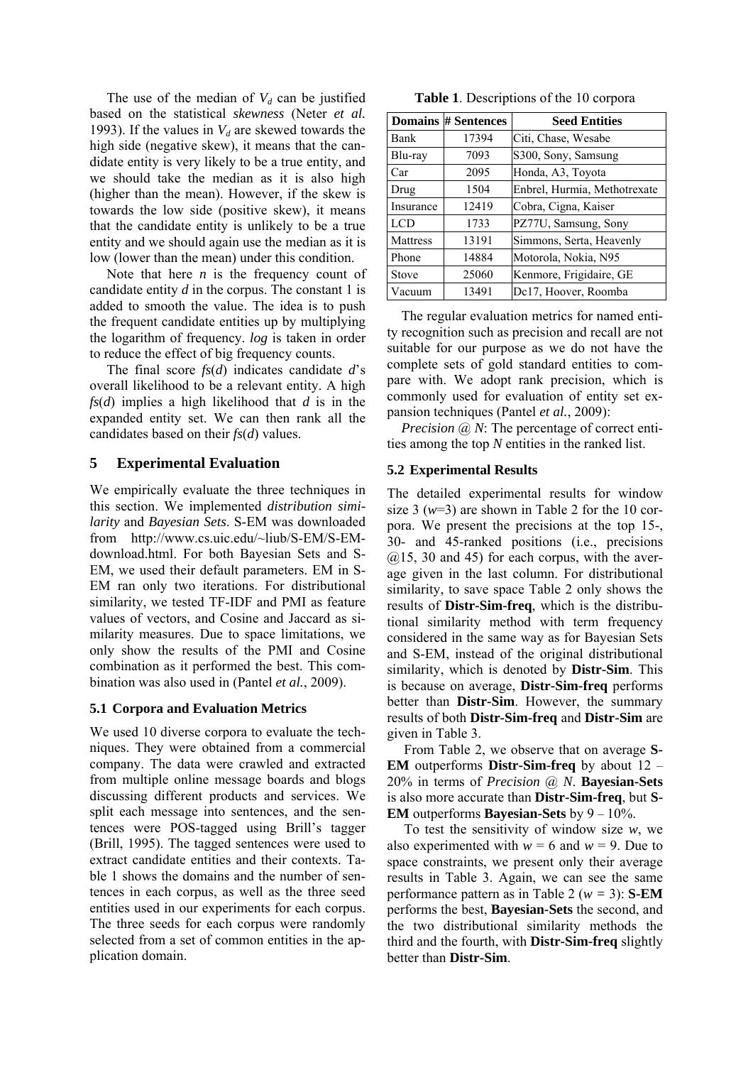The use of the median of $V_d$ can be justified based on the statistical *skewness* (Neter *et al.* 1993). If the values in $V_d$ are skewed towards the high side (negative skew), it means that the candidate entity is very likely to be a true entity, and we should take the median as it is also high (higher than the mean). However, if the skew is towards the low side (positive skew), it means that the candidate entity is unlikely to be a true entity and we should again use the median as it is low (lower than the mean) under this condition.

Note that here $n$ is the frequency count of candidate entity $d$ in the corpus. The constant 1 is added to smooth the value. The idea is to push the frequent candidate entities up by multiplying the logarithm of frequency. *log* is taken in order to reduce the effect of big frequency counts.

The final score $fs(d)$ indicates candidate $d$'s overall likelihood to be a relevant entity. A high $fs(d)$ implies a high likelihood that $d$ is in the expanded entity set. We can then rank all the candidates based on their $fs(d)$ values.

## 5 Experimental Evaluation

We empirically evaluate the three techniques in this section. We implemented *distribution similarity* and *Bayesian Sets*. S-EM was downloaded from http://www.cs.uic.edu/~liub/S-EM/S-EM-download.html. For both Bayesian Sets and S-EM, we used their default parameters. EM in S-EM ran only two iterations. For distributional similarity, we tested TF-IDF and PMI as feature values of vectors, and Cosine and Jaccard as similarity measures. Due to space limitations, we only show the results of the PMI and Cosine combination as it performed the best. This combination was also used in (Pantel *et al.*, 2009).

### 5.1 Corpora and Evaluation Metrics

We used 10 diverse corpora to evaluate the techniques. They were obtained from a commercial company. The data were crawled and extracted from multiple online message boards and blogs discussing different products and services. We split each message into sentences, and the sentences were POS-tagged using Brill's tagger (Brill, 1995). The tagged sentences were used to extract candidate entities and their contexts. Table 1 shows the domains and the number of sentences in each corpus, as well as the three seed entities used in our experiments for each corpus. The three seeds for each corpus were randomly selected from a set of common entities in the application domain.

**Table 1**. Descriptions of the 10 corpora

| Domains | # Sentences | Seed Entities |
|---|---|---|
| Bank | 17394 | Citi, Chase, Wesabe |
| Blu-ray | 7093 | S300, Sony, Samsung |
| Car | 2095 | Honda, A3, Toyota |
| Drug | 1504 | Enbrel, Hurmia, Methotrexate |
| Insurance | 12419 | Cobra, Cigna, Kaiser |
| LCD | 1733 | PZ77U, Samsung, Sony |
| Mattress | 13191 | Simmons, Serta, Heavenly |
| Phone | 14884 | Motorola, Nokia, N95 |
| Stove | 25060 | Kenmore, Frigidaire, GE |
| Vacuum | 13491 | Dc17, Hoover, Roomba |

The regular evaluation metrics for named entity recognition such as precision and recall are not suitable for our purpose as we do not have the complete sets of gold standard entities to compare with. We adopt rank precision, which is commonly used for evaluation of entity set expansion techniques (Pantel *et al.*, 2009):

*Precision @ N*: The percentage of correct entities among the top *N* entities in the ranked list.

### 5.2 Experimental Results

The detailed experimental results for window size 3 ($w$=3) are shown in Table 2 for the 10 corpora. We present the precisions at the top 15-, 30- and 45-ranked positions (i.e., precisions @15, 30 and 45) for each corpus, with the average given in the last column. For distributional similarity, to save space Table 2 only shows the results of **Distr-Sim-freq**, which is the distributional similarity method with term frequency considered in the same way as for Bayesian Sets and S-EM, instead of the original distributional similarity, which is denoted by **Distr-Sim**. This is because on average, **Distr-Sim-freq** performs better than **Distr-Sim**. However, the summary results of both **Distr-Sim-freq** and **Distr-Sim** are given in Table 3.

From Table 2, we observe that on average **S-EM** outperforms **Distr-Sim-freq** by about 12 – 20% in terms of *Precision @ N*. **Bayesian-Sets** is also more accurate than **Distr-Sim-freq**, but **S-EM** outperforms **Bayesian-Sets** by 9 – 10%.

To test the sensitivity of window size $w$, we also experimented with $w$ = 6 and $w$ = 9. Due to space constraints, we present only their average results in Table 3. Again, we can see the same performance pattern as in Table 2 ($w$ = 3): **S-EM** performs the best, **Bayesian-Sets** the second, and the two distributional similarity methods the third and the fourth, with **Distr-Sim-freq** slightly better than **Distr-Sim**.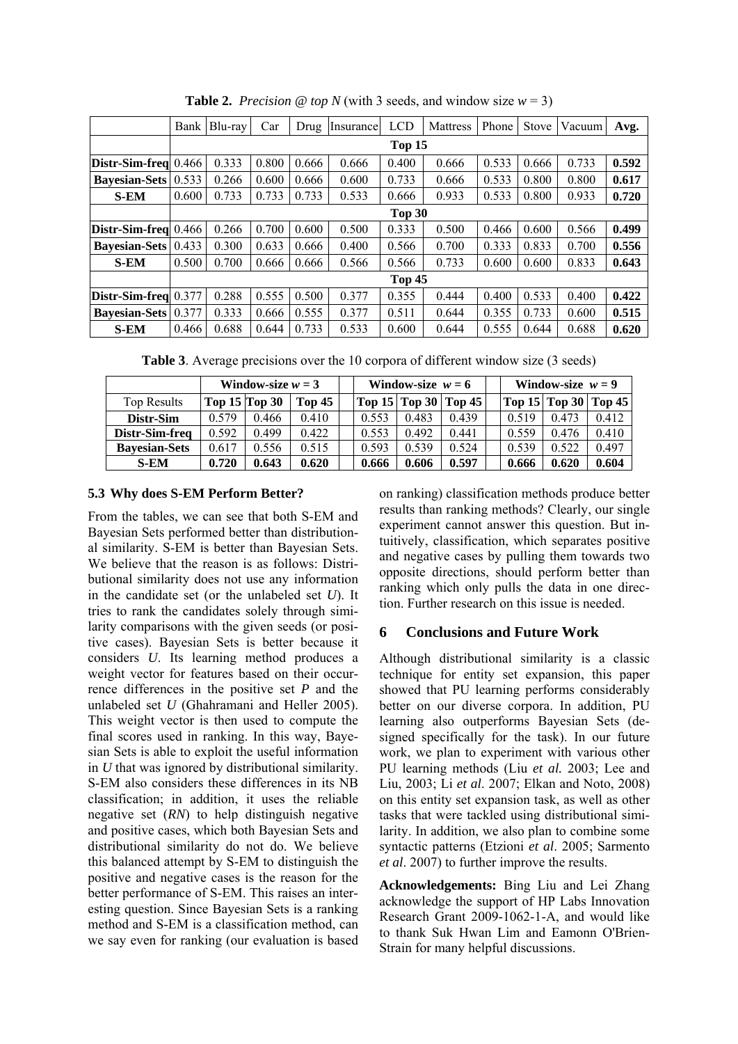**Table 2.** *Precision @ top N* (with 3 seeds, and window size $w = 3$)

| | Bank | Blu-ray | Car | Drug | Insurance | LCD | Mattress | Phone | Stove | Vacuum | **Avg.** |
|---|---|---|---|---|---|---|---|---|---|---|---|
| | **Top 15** | | | | | | | | | | |
| **Distr-Sim-freq** | 0.466 | 0.333 | 0.800 | 0.666 | 0.666 | 0.400 | 0.666 | 0.533 | 0.666 | 0.733 | **0.592** |
| **Bayesian-Sets** | 0.533 | 0.266 | 0.600 | 0.666 | 0.600 | 0.733 | 0.666 | 0.533 | 0.800 | 0.800 | **0.617** |
| **S-EM** | 0.600 | 0.733 | 0.733 | 0.733 | 0.533 | 0.666 | 0.933 | 0.533 | 0.800 | 0.933 | **0.720** |
| | **Top 30** | | | | | | | | | | |
| **Distr-Sim-freq** | 0.466 | 0.266 | 0.700 | 0.600 | 0.500 | 0.333 | 0.500 | 0.466 | 0.600 | 0.566 | **0.499** |
| **Bayesian-Sets** | 0.433 | 0.300 | 0.633 | 0.666 | 0.400 | 0.566 | 0.700 | 0.333 | 0.833 | 0.700 | **0.556** |
| **S-EM** | 0.500 | 0.700 | 0.666 | 0.666 | 0.566 | 0.566 | 0.733 | 0.600 | 0.600 | 0.833 | **0.643** |
| | **Top 45** | | | | | | | | | | |
| **Distr-Sim-freq** | 0.377 | 0.288 | 0.555 | 0.500 | 0.377 | 0.355 | 0.444 | 0.400 | 0.533 | 0.400 | **0.422** |
| **Bayesian-Sets** | 0.377 | 0.333 | 0.666 | 0.555 | 0.377 | 0.511 | 0.644 | 0.355 | 0.733 | 0.600 | **0.515** |
| **S-EM** | 0.466 | 0.688 | 0.644 | 0.733 | 0.533 | 0.600 | 0.644 | 0.555 | 0.644 | 0.688 | **0.620** |

**Table 3**. Average precisions over the 10 corpora of different window size (3 seeds)

| | **Window-size $w = 3$** | | | **Window-size $w = 6$** | | | **Window-size $w = 9$** | | |
|---|---|---|---|---|---|---|---|---|---|
| Top Results | **Top 15** | **Top 30** | **Top 45** | **Top 15** | **Top 30** | **Top 45** | **Top 15** | **Top 30** | **Top 45** |
| **Distr-Sim** | 0.579 | 0.466 | 0.410 | 0.553 | 0.483 | 0.439 | 0.519 | 0.473 | 0.412 |
| **Distr-Sim-freq** | 0.592 | 0.499 | 0.422 | 0.553 | 0.492 | 0.441 | 0.559 | 0.476 | 0.410 |
| **Bayesian-Sets** | 0.617 | 0.556 | 0.515 | 0.593 | 0.539 | 0.524 | 0.539 | 0.522 | 0.497 |
| **S-EM** | **0.720** | **0.643** | **0.620** | **0.666** | **0.606** | **0.597** | **0.666** | **0.620** | **0.604** |

### 5.3 Why does S-EM Perform Better?

From the tables, we can see that both S-EM and Bayesian Sets performed better than distributional similarity. S-EM is better than Bayesian Sets. We believe that the reason is as follows: Distributional similarity does not use any information in the candidate set (or the unlabeled set *U*). It tries to rank the candidates solely through similarity comparisons with the given seeds (or positive cases). Bayesian Sets is better because it considers *U*. Its learning method produces a weight vector for features based on their occurrence differences in the positive set *P* and the unlabeled set *U* (Ghahramani and Heller 2005). This weight vector is then used to compute the final scores used in ranking. In this way, Bayesian Sets is able to exploit the useful information in *U* that was ignored by distributional similarity. S-EM also considers these differences in its NB classification; in addition, it uses the reliable negative set (*RN*) to help distinguish negative and positive cases, which both Bayesian Sets and distributional similarity do not do. We believe this balanced attempt by S-EM to distinguish the positive and negative cases is the reason for the better performance of S-EM. This raises an interesting question. Since Bayesian Sets is a ranking method and S-EM is a classification method, can we say even for ranking (our evaluation is based on ranking) classification methods produce better results than ranking methods? Clearly, our single experiment cannot answer this question. But intuitively, classification, which separates positive and negative cases by pulling them towards two opposite directions, should perform better than ranking which only pulls the data in one direction. Further research on this issue is needed.

## 6 Conclusions and Future Work

Although distributional similarity is a classic technique for entity set expansion, this paper showed that PU learning performs considerably better on our diverse corpora. In addition, PU learning also outperforms Bayesian Sets (designed specifically for the task). In our future work, we plan to experiment with various other PU learning methods (Liu *et al.* 2003; Lee and Liu, 2003; Li *et al*. 2007; Elkan and Noto, 2008) on this entity set expansion task, as well as other tasks that were tackled using distributional similarity. In addition, we also plan to combine some syntactic patterns (Etzioni *et al*. 2005; Sarmento *et al*. 2007) to further improve the results.

**Acknowledgements:** Bing Liu and Lei Zhang acknowledge the support of HP Labs Innovation Research Grant 2009-1062-1-A, and would like to thank Suk Hwan Lim and Eamonn O'Brien-Strain for many helpful discussions.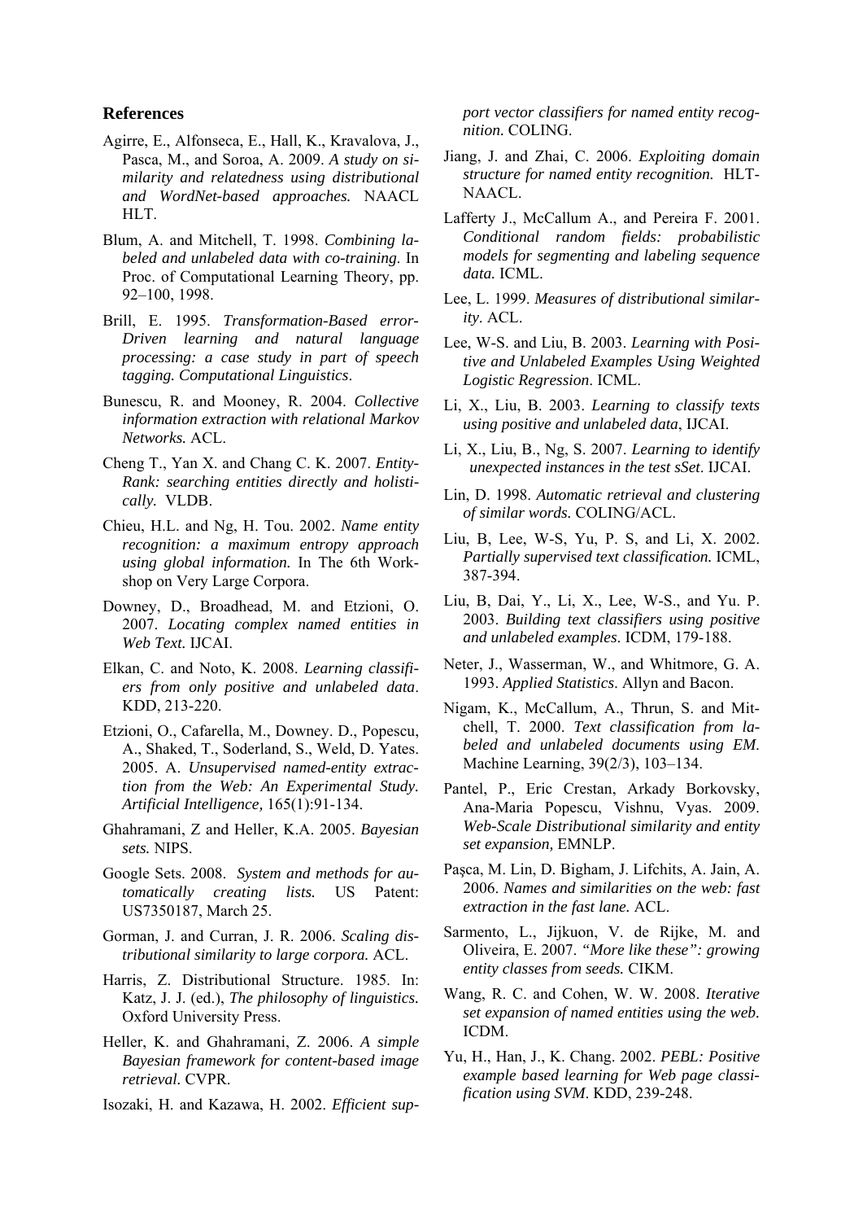## References

Agirre, E., Alfonseca, E., Hall, K., Kravalova, J., Pasca, M., and Soroa, A. 2009. *A study on similarity and relatedness using distributional and WordNet-based approaches.* NAACL HLT.

Blum, A. and Mitchell, T. 1998. *Combining labeled and unlabeled data with co-training*. In Proc. of Computational Learning Theory, pp. 92–100, 1998.

Brill, E. 1995. *Transformation-Based error-Driven learning and natural language processing: a case study in part of speech tagging. Computational Linguistics*.

Bunescu, R. and Mooney, R. 2004. *Collective information extraction with relational Markov Networks.* ACL.

Cheng T., Yan X. and Chang C. K. 2007. *Entity-Rank: searching entities directly and holistically.* VLDB.

Chieu, H.L. and Ng, H. Tou. 2002. *Name entity recognition: a maximum entropy approach using global information.* In The 6th Workshop on Very Large Corpora.

Downey, D., Broadhead, M. and Etzioni, O. 2007. *Locating complex named entities in Web Text.* IJCAI.

Elkan, C. and Noto, K. 2008. *Learning classifiers from only positive and unlabeled data*. KDD, 213-220.

Etzioni, O., Cafarella, M., Downey. D., Popescu, A., Shaked, T., Soderland, S., Weld, D. Yates. 2005. A. *Unsupervised named-entity extraction from the Web: An Experimental Study. Artificial Intelligence,* 165(1):91-134.

Ghahramani, Z and Heller, K.A. 2005. *Bayesian sets.* NIPS.

Google Sets. 2008. *System and methods for automatically creating lists.* US Patent: US7350187, March 25.

Gorman, J. and Curran, J. R. 2006. *Scaling distributional similarity to large corpora.* ACL.

Harris, Z. Distributional Structure. 1985. In: Katz, J. J. (ed.), *The philosophy of linguistics.* Oxford University Press.

Heller, K. and Ghahramani, Z. 2006. *A simple Bayesian framework for content-based image retrieval.* CVPR.

Isozaki, H. and Kazawa, H. 2002. *Efficient support vector classifiers for named entity recognition.* COLING.

Jiang, J. and Zhai, C. 2006. *Exploiting domain structure for named entity recognition.* HLT-NAACL.

Lafferty J., McCallum A., and Pereira F. 2001. *Conditional random fields: probabilistic models for segmenting and labeling sequence data.* ICML.

Lee, L. 1999. *Measures of distributional similarity*. ACL.

Lee, W-S. and Liu, B. 2003. *Learning with Positive and Unlabeled Examples Using Weighted Logistic Regression*. ICML.

Li, X., Liu, B. 2003. *Learning to classify texts using positive and unlabeled data*, IJCAI.

Li, X., Liu, B., Ng, S. 2007. *Learning to identify unexpected instances in the test sSet*. IJCAI.

Lin, D. 1998. *Automatic retrieval and clustering of similar words.* COLING/ACL.

Liu, B, Lee, W-S, Yu, P. S, and Li, X. 2002. *Partially supervised text classification.* ICML, 387-394.

Liu, B, Dai, Y., Li, X., Lee, W-S., and Yu. P. 2003. *Building text classifiers using positive and unlabeled examples*. ICDM, 179-188.

Neter, J., Wasserman, W., and Whitmore, G. A. 1993. *Applied Statistics*. Allyn and Bacon.

Nigam, K., McCallum, A., Thrun, S. and Mitchell, T. 2000. *Text classification from labeled and unlabeled documents using EM.* Machine Learning, 39(2/3), 103–134.

Pantel, P., Eric Crestan, Arkady Borkovsky, Ana-Maria Popescu, Vishnu, Vyas. 2009. *Web-Scale Distributional similarity and entity set expansion,* EMNLP.

Paşca, M. Lin, D. Bigham, J. Lifchits, A. Jain, A. 2006. *Names and similarities on the web: fast extraction in the fast lane.* ACL.

Sarmento, L., Jijkuon, V. de Rijke, M. and Oliveira, E. 2007. *"More like these": growing entity classes from seeds.* CIKM.

Wang, R. C. and Cohen, W. W. 2008. *Iterative set expansion of named entities using the web.* ICDM.

Yu, H., Han, J., K. Chang. 2002. *PEBL: Positive example based learning for Web page classification using SVM*. KDD, 239-248.